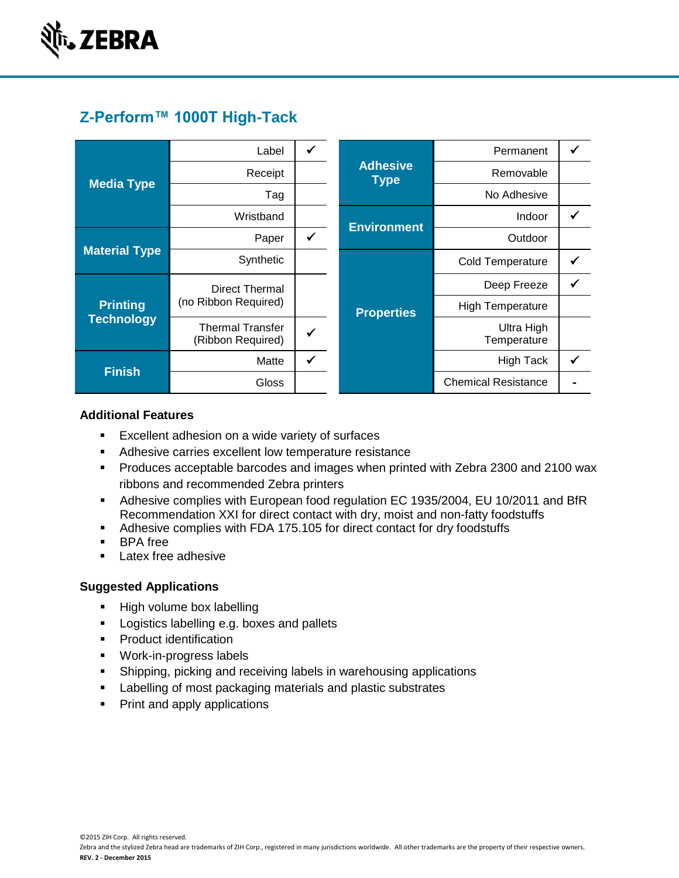## Z-Perform™ 1000T High-Tack

| Category | Option | |
|---|---|---|
| Media Type | Label | ✓ |
| | Receipt | |
| | Tag | |
| | Wristband | |
| Material Type | Paper | ✓ |
| | Synthetic | |
| Printing Technology | Direct Thermal (no Ribbon Required) | |
| | Thermal Transfer (Ribbon Required) | ✓ |
| Finish | Matte | ✓ |
| | Gloss | |

| Category | Option | |
|---|---|---|
| Adhesive Type | Permanent | ✓ |
| | Removable | |
| | No Adhesive | |
| Environment | Indoor | ✓ |
| | Outdoor | |
| Properties | Cold Temperature | ✓ |
| | Deep Freeze | ✓ |
| | High Temperature | |
| | Ultra High Temperature | |
| | High Tack | ✓ |
| | Chemical Resistance | - |

### Additional Features

- Excellent adhesion on a wide variety of surfaces
- Adhesive carries excellent low temperature resistance
- Produces acceptable barcodes and images when printed with Zebra 2300 and 2100 wax ribbons and recommended Zebra printers
- Adhesive complies with European food regulation EC 1935/2004, EU 10/2011 and BfR Recommendation XXI for direct contact with dry, moist and non-fatty foodstuffs
- Adhesive complies with FDA 175.105 for direct contact for dry foodstuffs
- BPA free
- Latex free adhesive

### Suggested Applications

- High volume box labelling
- Logistics labelling e.g. boxes and pallets
- Product identification
- Work-in-progress labels
- Shipping, picking and receiving labels in warehousing applications
- Labelling of most packaging materials and plastic substrates
- Print and apply applications

©2015 ZIH Corp. All rights reserved.
Zebra and the stylized Zebra head are trademarks of ZIH Corp., registered in many jurisdictions worldwide. All other trademarks are the property of their respective owners.
**REV. 2 - December 2015**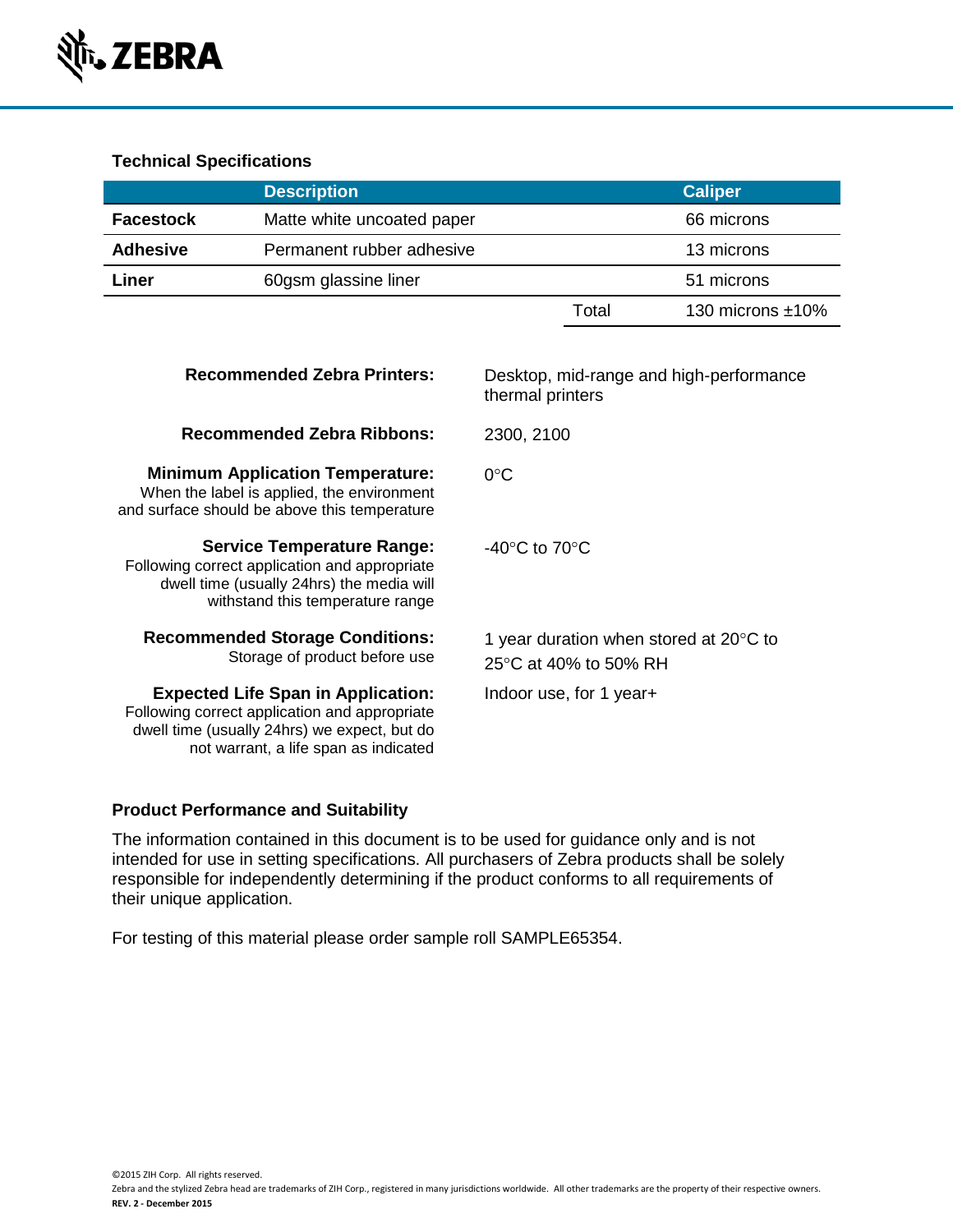## Technical Specifications

| | Description | | Caliper |
|---|---|---|---|
| **Facestock** | Matte white uncoated paper | | 66 microns |
| **Adhesive** | Permanent rubber adhesive | | 13 microns |
| **Liner** | 60gsm glassine liner | | 51 microns |
| | | Total | 130 microns ±10% |

| | |
|---|---|
| **Recommended Zebra Printers:** | Desktop, mid-range and high-performance thermal printers |
| **Recommended Zebra Ribbons:** | 2300, 2100 |
| **Minimum Application Temperature:** When the label is applied, the environment and surface should be above this temperature | 0°C |
| **Service Temperature Range:** Following correct application and appropriate dwell time (usually 24hrs) the media will withstand this temperature range | -40°C to 70°C |
| **Recommended Storage Conditions:** Storage of product before use | 1 year duration when stored at 20°C to 25°C at 40% to 50% RH |
| **Expected Life Span in Application:** Following correct application and appropriate dwell time (usually 24hrs) we expect, but do not warrant, a life span as indicated | Indoor use, for 1 year+ |

## Product Performance and Suitability

The information contained in this document is to be used for guidance only and is not intended for use in setting specifications. All purchasers of Zebra products shall be solely responsible for independently determining if the product conforms to all requirements of their unique application.

For testing of this material please order sample roll SAMPLE65354.

©2015 ZIH Corp. All rights reserved.
Zebra and the stylized Zebra head are trademarks of ZIH Corp., registered in many jurisdictions worldwide. All other trademarks are the property of their respective owners.
**REV. 2 - December 2015**